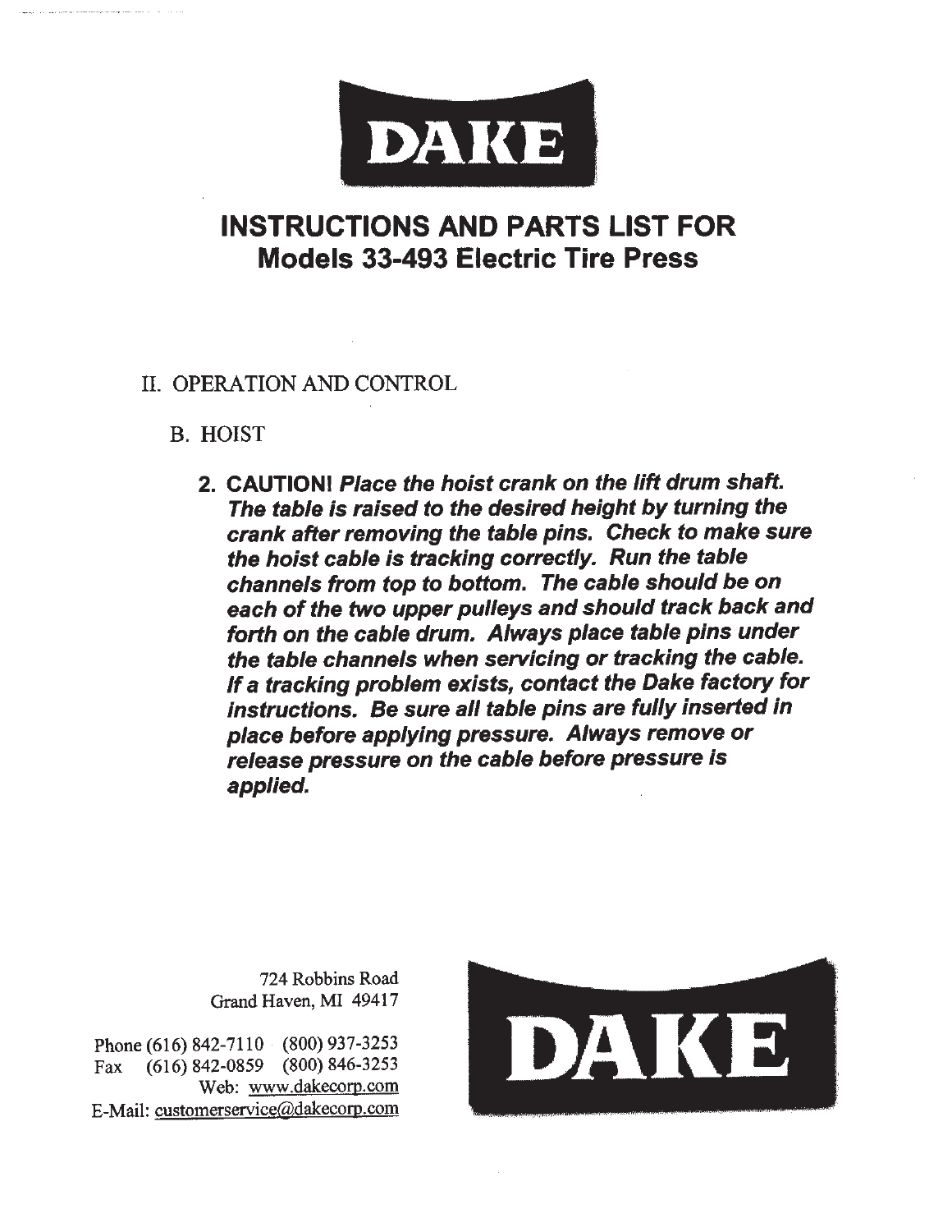# DAKE

## INSTRUCTIONS AND PARTS LIST FOR
## Models 33-493 Electric Tire Press

II. OPERATION AND CONTROL

B. HOIST

2. **CAUTION!** ***Place the hoist crank on the lift drum shaft. The table is raised to the desired height by turning the crank after removing the table pins. Check to make sure the hoist cable is tracking correctly. Run the table channels from top to bottom. The cable should be on each of the two upper pulleys and should track back and forth on the cable drum. Always place table pins under the table channels when servicing or tracking the cable. If a tracking problem exists, contact the Dake factory for instructions. Be sure all table pins are fully inserted in place before applying pressure. Always remove or release pressure on the cable before pressure is applied.***

724 Robbins Road
Grand Haven, MI 49417

Phone (616) 842-7110 (800) 937-3253
Fax (616) 842-0859 (800) 846-3253
Web: www.dakecorp.com
E-Mail: customerservice@dakecorp.com

DAKE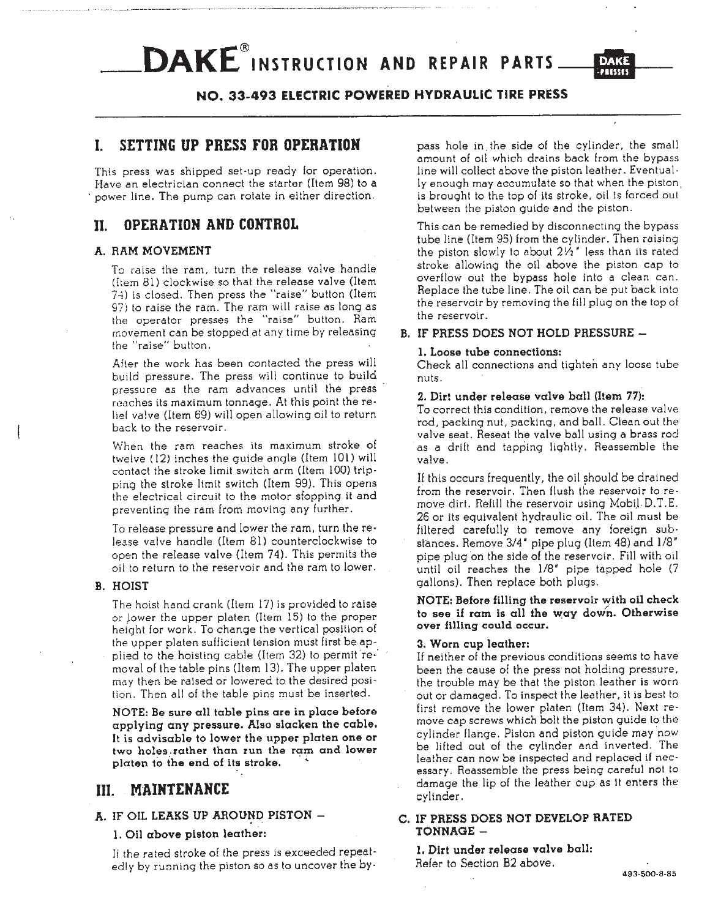# DAKE® INSTRUCTION AND REPAIR PARTS

## NO. 33-493 ELECTRIC POWERED HYDRAULIC TIRE PRESS

## I. SETTING UP PRESS FOR OPERATION

This press was shipped set-up ready for operation. Have an electrician connect the starter (Item 98) to a power line. The pump can rotate in either direction.

## II. OPERATION AND CONTROL

### A. RAM MOVEMENT

To raise the ram, turn the release valve handle (Item 81) clockwise so that the release valve (Item 74) is closed. Then press the "raise" button (Item 97) to raise the ram. The ram will raise as long as the operator presses the "raise" button. Ram movement can be stopped at any time by releasing the "raise" button.

After the work has been contacted the press will build pressure. The press will continue to build pressure as the ram advances until the press reaches its maximum tonnage. At this point the relief valve (Item 69) will open allowing oil to return back to the reservoir.

When the ram reaches its maximum stroke of twelve (12) inches the guide angle (Item 101) will contact the stroke limit switch arm (Item 100) tripping the stroke limit switch (Item 99). This opens the electrical circuit to the motor stopping it and preventing the ram from moving any further.

To release pressure and lower the ram, turn the release valve handle (Item 81) counterclockwise to open the release valve (Item 74). This permits the oil to return to the reservoir and the ram to lower.

### B. HOIST

The hoist hand crank (Item 17) is provided to raise or lower the upper platen (Item 15) to the proper height for work. To change the vertical position of the upper platen sufficient tension must first be applied to the hoisting cable (Item 32) to permit removal of the table pins (Item 13). The upper platen may then be raised or lowered to the desired position. Then all of the table pins must be inserted.

**NOTE: Be sure all table pins are in place before applying any pressure. Also slacken the cable. It is advisable to lower the upper platen one or two holes rather than run the ram and lower platen to the end of its stroke.**

## III. MAINTENANCE

### A. IF OIL LEAKS UP AROUND PISTON –

#### 1. Oil above piston leather:

If the rated stroke of the press is exceeded repeatedly by running the piston so as to uncover the bypass hole in the side of the cylinder, the small amount of oil which drains back from the bypass line will collect above the piston leather. Eventually enough may accumulate so that when the piston is brought to the top of its stroke, oil is forced out between the piston guide and the piston.

This can be remedied by disconnecting the bypass tube line (Item 95) from the cylinder. Then raising the piston slowly to about 2½" less than its rated stroke allowing the oil above the piston cap to overflow out the bypass hole into a clean can. Replace the tube line. The oil can be put back into the reservoir by removing the fill plug on the top of the reservoir.

### B. IF PRESS DOES NOT HOLD PRESSURE –

#### 1. Loose tube connections:

Check all connections and tighten any loose tube nuts.

#### 2. Dirt under release valve ball (Item 77):

To correct this condition, remove the release valve rod, packing nut, packing, and ball. Clean out the valve seat. Reseat the valve ball using a brass rod as a drift and tapping lightly. Reassemble the valve.

If this occurs frequently, the oil should be drained from the reservoir. Then flush the reservoir to remove dirt. Refill the reservoir using Mobil D.T.E. 26 or its equivalent hydraulic oil. The oil must be filtered carefully to remove any foreign substances. Remove 3/4" pipe plug (Item 48) and 1/8" pipe plug on the side of the reservoir. Fill with oil until oil reaches the 1/8" pipe tapped hole (7 gallons). Then replace both plugs.

**NOTE: Before filling the reservoir with oil check to see if ram is all the way down. Otherwise over filling could occur.**

#### 3. Worn cup leather:

If neither of the previous conditions seems to have been the cause of the press not holding pressure, the trouble may be that the piston leather is worn out or damaged. To inspect the leather, it is best to first remove the lower platen (Item 34). Next remove cap screws which bolt the piston guide to the cylinder flange. Piston and piston guide may now be lifted out of the cylinder and inverted. The leather can now be inspected and replaced if necessary. Reassemble the press being careful not to damage the lip of the leather cup as it enters the cylinder.

### C. IF PRESS DOES NOT DEVELOP RATED TONNAGE –

#### 1. Dirt under release valve ball:

Refer to Section B2 above.

493-500-8-85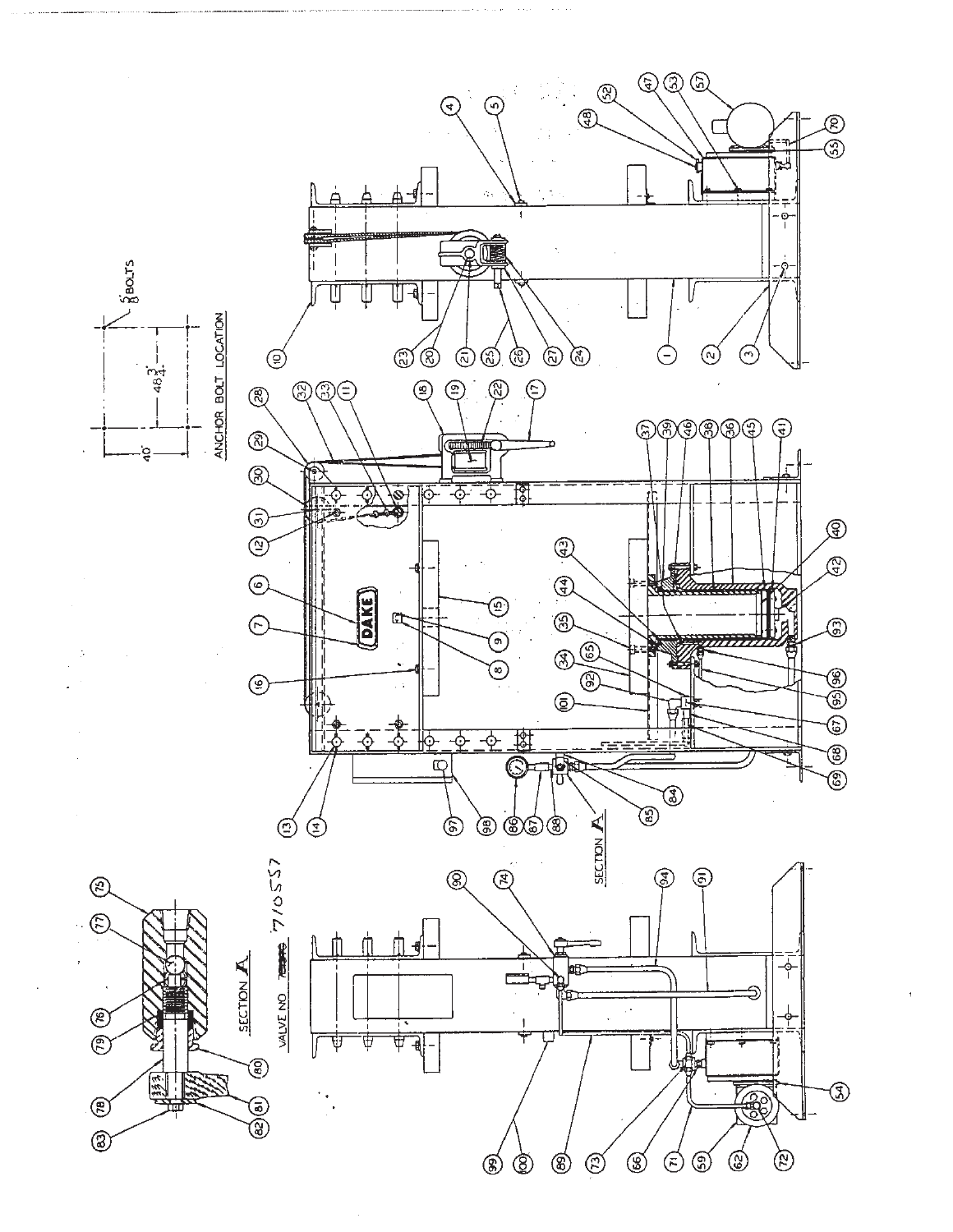ANCHOR BOLT LOCATION

40"

48 3/4"

5/8 BOLTS

SECTION A

SECTION A

VALVE NO 710557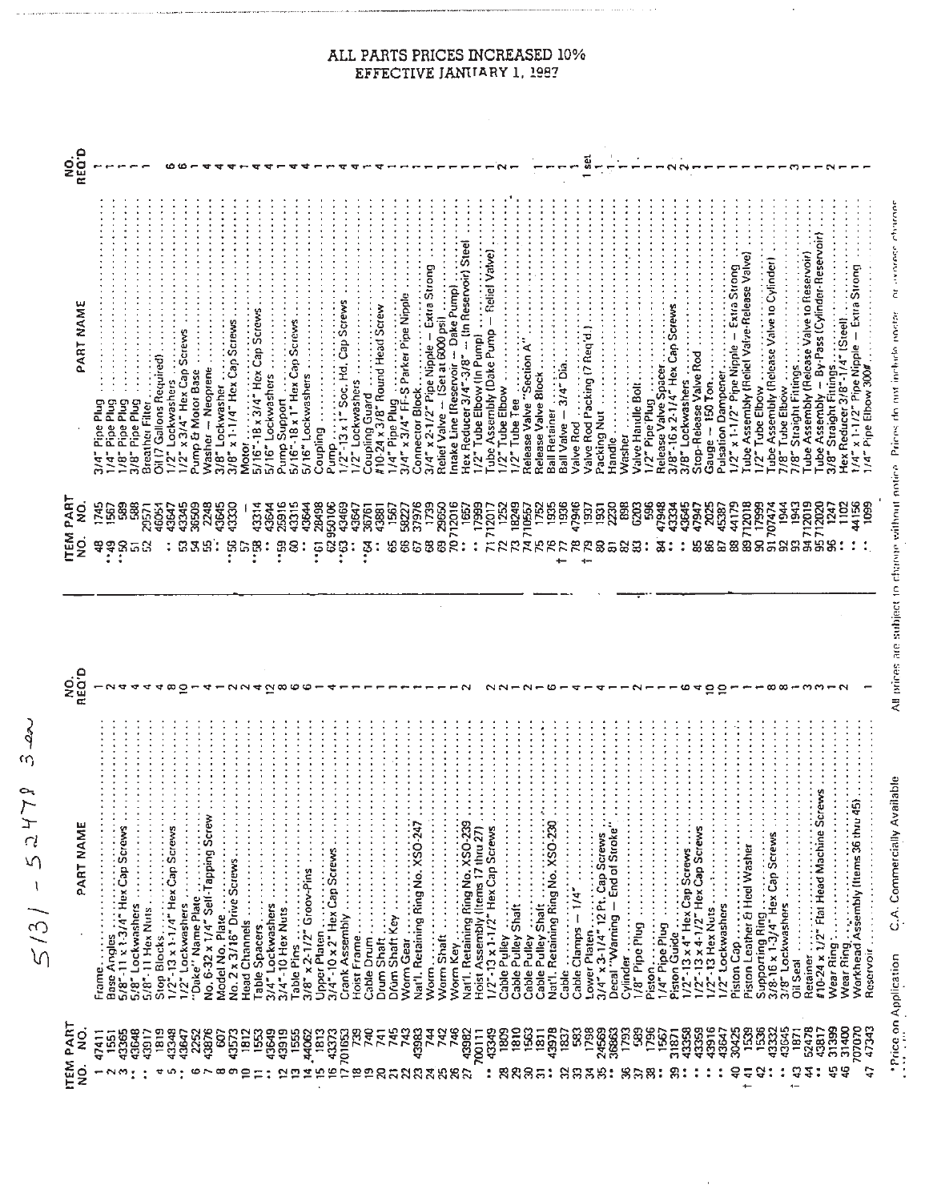# ALL PARTS PRICES INCREASED 10%
## EFFECTIVE JANUARY 1, 1987

5131 - 52479 3 an

| ITEM NO. | PART NO. | PART NAME | NO. REQ'D |
|---|---|---|---|
| 1 | 47411 | Frame | 1 |
| 2 | 1551 | Base Angles | 2 |
| 3 | 43365 | 5/8"-11 x 1-3/4" Hex Cap Screws | 4 |
| : | 43648 | 5/8" Lockwashers | 4 |
| : | 43917 | 5/8"-11 Hex Nuts | 4 |
| 4 | 1819 | Stop Blocks | 4 |
| 5 | 43348 | 1/2"-13 x 1-1/4" Hex Cap Screws | 8 |
| : | 43647 | 1/2" Lockwashers | 10 |
| 6 | 2252 | "Dake" Name Plate | 1 |
| 7 | 43876 | No. 6-32 x 1/4" Self-Tapping Screw | 4 |
| 8 | 607 | Model No. Plate | 1 |
| 9 | 43573 | No. 2 x 3/16" Drive Screws | 2 |
| 10 | 1812 | Head Channels | 2 |
| 11 | 1553 | Table Spacers | 4 |
| : | 43649 | 3/4" Lockwashers | 12 |
| 12 | 43919 | 3/4"-10 Hex Nuts | 8 |
| 13 | 1555 | Table Pins | 6 |
| 14 | 44062 | 3/8" x 2-1/2" Groov-Pins | 6 |
| 15 | 1813 | Upper Platen | 1 |
| 16 | 43373 | 3/4"-10 x 2" Hex Cap Screws | 4 |
| 17 | 701653 | Crank Assembly | 1 |
| 18 | 739 | Hoist Frame | 1 |
| 19 | 740 | Cable Drum | 1 |
| 20 | 741 | Drum Shaft | 1 |
| 21 | 745 | Drum Shaft Key | 1 |
| 22 | 743 | Worm Gear | 1 |
| 23 | 43983 | Nat'l. Retaining Ring No. XSO-247 | 1 |
| 24 | 744 | Worm | 1 |
| 25 | 742 | Worm Shaft | 1 |
| 26 | 746 | Worm Key | 1 |
| 27 | 43982 | Nat'l. Retaining Ring No. XSO-239 | 2 |
| | 700111 | Hoist Assembly (Items 17 thru 27) | |
| : | 43349 | 1/2"-13 x 1-1/2" Hex Cap Screws | 2 |
| 28 | 1809 | Cable Pulley | 2 |
| 29 | 1810 | Cable Pulley Shaft | 1 |
| 30 | 1563 | Cable Pulley | 2 |
| 31 | 1811 | Cable Pulley Shaft | 1 |
| : | 43978 | Nat'l. Retaining Ring No. XSO-230 | 6 |
| 32 | 1837 | Cable | 1 |
| 33 | 583 | Cable Clamps — 1/4" | 4 |
| 34 | 1798 | Lower Platen | 1 |
| 35 | 24569 | 3/4" x 3-1/4" 12 Pt. Cap Screws | 4 |
| : | 36863 | Decal "Warning — End of Stroke" | 1 |
| 36 | 1793 | Cylinder | 1 |
| 37 | 589 | 1/8" Pipe Plug | 2 |
| 38 | 1796 | Piston | 1 |
| : | 1567 | 1/4" Pipe Plug | 1 |
| 39 | 31871 | Piston Guide | 1 |
| : | 43358 | 1/2"-13 x 4" Hex Cap Screws | 6 |
| : | 43359 | 1/2"-13 x 4-1/2" Hex Cap Screws | 4 |
| : | 43916 | 1/2"-13 Hex Nuts | 10 |
| : | 43647 | 1/2" Lockwashers | 10 |
| 40 | 30425 | Piston Cap | 1 |
| † 41 | 1539 | Piston Leather & Heel Washer | 1 |
| 42 | 1536 | Supporting Ring | 1 |
| : | 43332 | 3/8-16 x 1-3/4" Hex Cap Screws | 8 |
| : | 43645 | 3/8" Lockwashers | 8 |
| † 43 | 1871 | Oil Seal | 1 |
| 44 | 52478 | Retainer | 3 |
| : | 43817 | #10-24 x 1/2" Flat Head Machine Screws | 3 |
| 45 | 31399 | Wear Ring | 1 |
| 46 | 31400 | Wear Ring | 2 |
| | 707070 | Workhead Assembly (Items 36 thru 45) | |
| 47 | 47343 | Reservoir | 1 |
| 48 | 1745 | 3/4" Pipe Plug | 1 |
| • 49 | 1567 | 1/4" Pipe Plug | 1 |
| • 50 | 589 | 1/8" Pipe Plug | 1 |
| 51 | 588 | 3/8" Pipe Plug | 1 |
| 52 | 29571 | Breather Filter | 1 |
| | 46054 | Oil (7 Gallons Required) | |
| : | 43647 | 1/2" Lockwashers | 6 |
| 53 | 43345 | 1/2" x 3/4" Hex Cap Screws | 6 |
| 54 | 36509 | Pump & Motor Base | 1 |
| 55 | 2248 | Washer — Neoprene | 4 |
| : | 43645 | 3/8" Lockwasher | 4 |
| • 56 | 43330 | 3/8" x 1-1/4" Hex Cap Screws | 4 |
| 57 | | Motor | 1 |
| • 58 | 43314 | 5/16"-18 x 3/4" Hex Cap Screws | 4 |
| : | 43644 | 5/16" Lockwashers | 4 |
| • 59 | 25916 | Pump Support | 1 |
| 60 | 43315 | 5/16"-18 x 1" Hex Cap Screws | 4 |
| : | 43644 | 5/16" Lockwashers | 4 |
| • 61 | 28498 | Coupling | 1 |
| 62 | 950106 | Pump | 1 |
| • 63 | 43469 | 1/2"-13 x 1" Soc. Hd. Cap Screws | 4 |
| : | 43647 | 1/2" Lockwashers | 4 |
| • 64 | 36761 | Coupling Guard | 1 |
| : | 43881 | #10-24 x 3/8" Round Head Screw | 4 |
| 65 | 1567 | 1/4" Pipe Plug | 1 |
| 66 | 58227 | 3/4" x 3/4" FF-S Parker Pipe Nipple | 1 |
| 67 | 37976 | Connector Block | 1 |
| 68 | 1739 | 3/4" x 2-1/2" Pipe Nipple — Extra Strong | 1 |
| 69 | 29650 | Relief Valve — (Set at 6000 psi) | 1 |
| 70 | 712016 | Intake Line (Reservoir — Dake Pump) | 1 |
| : | 1657 | Hex Reducer 3/4"-3/8" — (In Reservoir) Steel | 1 |
| : | 17999 | 1/2" Tube Elbow (In Pump) | 1 |
| 71 | 712017 | Tube Assembly (Dake Pump — Relief Valve) | 1 |
| 72 | 1252 | 1/2" Tube Elbow | 2 |
| 73 | 18249 | 1/2" Tube Tee | 1 |
| 74 | 710557 | Release Valve "Section A" | |
| 75 | 1752 | Release Valve Block | 1 |
| 76 | 1935 | Ball Retainer | 1 |
| † 77 | 1936 | Ball Valve — 3/4" Dia. | 1 |
| 78 | 47946 | Valve Rod | 1 |
| † 79 | 1937 | Valve Rod Packing (7 Req'd.) | 1 set |
| 80 | 1931 | Packing Nut | 1 |
| 81 | 2230 | Handle | 1 |
| 82 | 898 | Washer | 1 |
| 83 | 6203 | Valve Handle Bolt | 1 |
| : | 596 | 1/2" Pipe Plug | 1 |
| 84 | 47948 | Release Valve Spacer | 2 |
| : | 43334 | 3/8"-16 x 2-1/4" Hex Cap Screws | 2 |
| : | 43645 | 3/8" Lockwashers | 1 |
| 85 | 47947 | Stop-Release Valve Rod | 1 |
| 86 | 2025 | Gauge — 150 Ton | 1 |
| 87 | 45387 | Pulsation Dampener | 1 |
| 88 | 44179 | 1/2" x 1-1/2" Pipe Nipple — Extra Strong | 1 |
| 89 | 712018 | Tube Assembly (Relief Valve-Release Valve) | 1 |
| 90 | 17999 | 1/2" Tube Elbow | 1 |
| 91 | 707474 | Tube Assembly (Release Valve to Cylinder) | 1 |
| 92 | 1944 | 7/8" Tube Elbow | 1 |
| 93 | 1943 | 7/8" Straight Fittings | 3 |
| 94 | 712019 | Tube Assembly (Release Valve to Reservoir) | 1 |
| 95 | 712020 | Tube Assembly — By-Pass (Cylinder-Reservoir) | 1 |
| 96 | 1247 | 3/8" Straight Fittings | 2 |
| : | 1102 | Hex Reducer 3/8"-1/4" (Steel) | 1 |
| : | 44156 | 1/4" x 1-1/2" Pipe Nipple — Extra Strong | 1 |
| : | 1099 | 1/4" Pipe Elbow 300# | 1 |

\* Price on Application C.A. Commercially Available

All prices are subject to change without notice. Prices do not include postage or express charges.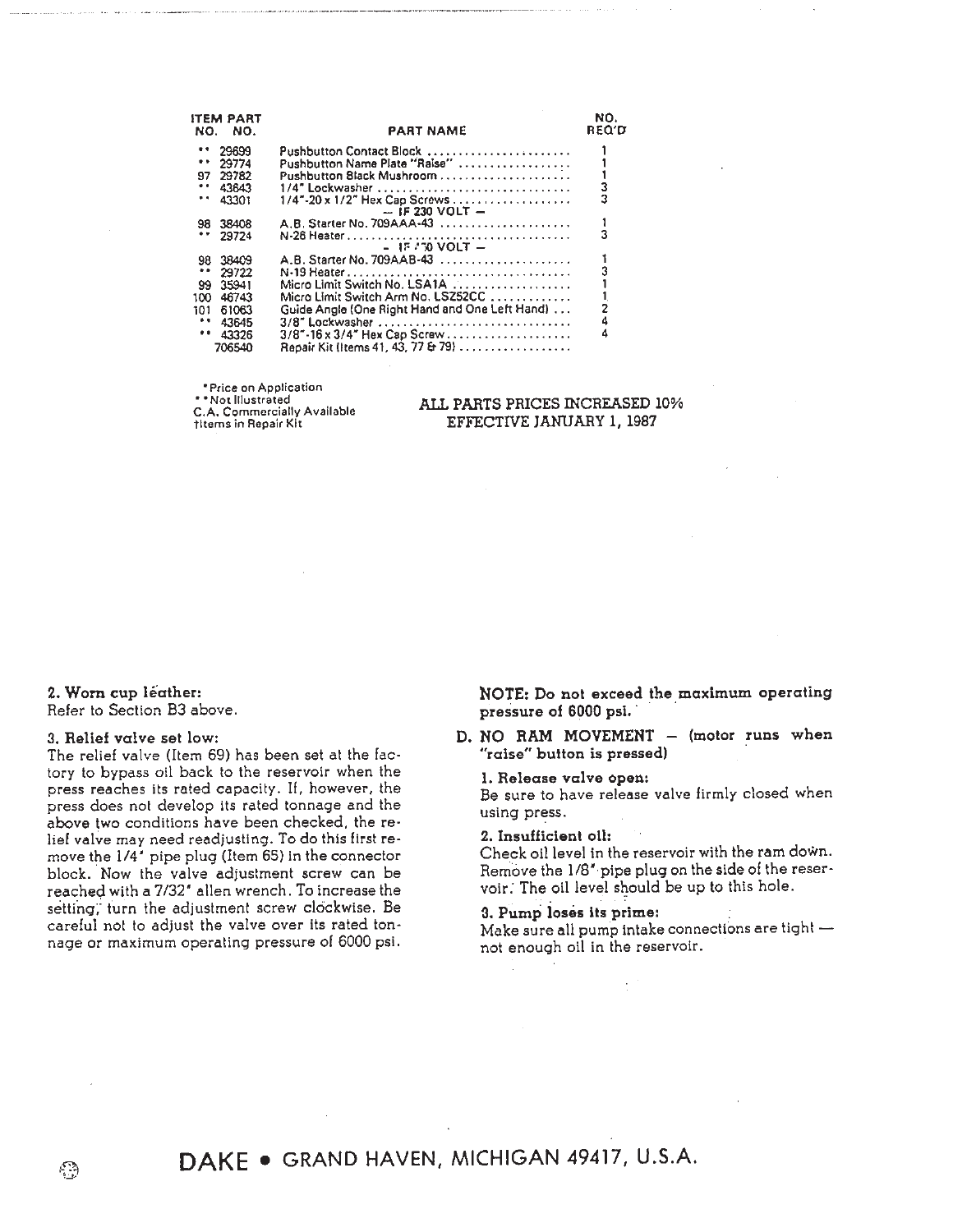| ITEM NO. | PART NO. | PART NAME | NO. REQ'D |
|---|---|---|---|
| ** | 29699 | Pushbutton Contact Block | 1 |
| ** | 29774 | Pushbutton Name Plate "Raise" | 1 |
| 97 | 29782 | Pushbutton Black Mushroom | 1 |
| ** | 43643 | 1/4" Lockwasher | 3 |
| ** | 43301 | 1/4"-20 x 1/2" Hex Cap Screws | 3 |
| | | — IF 230 VOLT — | |
| 98 | 38408 | A.B. Starter No. 709AAA-43 | 1 |
| ** | 29724 | N-26 Heater | 3 |
| | | — IF ?0 VOLT — | |
| 98 | 38409 | A.B. Starter No. 709AAB-43 | 1 |
| ** | 29722 | N-19 Heater | 3 |
| 99 | 35941 | Micro Limit Switch No. LSA1A | 1 |
| 100 | 46743 | Micro Limit Switch Arm No. LSZ52CC | 1 |
| 101 | 61063 | Guide Angle (One Right Hand and One Left Hand) | 2 |
| ** | 43645 | 3/8" Lockwasher | 4 |
| ** | 43326 | 3/8"-16 x 3/4" Hex Cap Screw | 4 |
| | 706540 | Repair Kit (Items 41, 43, 77 & 79) | |

*Price on Application
**Not Illustrated
C.A. Commercially Available
†Items in Repair Kit

ALL PARTS PRICES INCREASED 10%
EFFECTIVE JANUARY 1, 1987

**2. Worn cup leather:**
Refer to Section B3 above.

**3. Relief valve set low:**
The relief valve (Item 69) has been set at the factory to bypass oil back to the reservoir when the press reaches its rated capacity. If, however, the press does not develop its rated tonnage and the above two conditions have been checked, the relief valve may need readjusting. To do this first remove the 1/4" pipe plug (Item 65) in the connector block. Now the valve adjustment screw can be reached with a 7/32" allen wrench. To increase the setting, turn the adjustment screw clockwise. Be careful not to adjust the valve over its rated tonnage or maximum operating pressure of 6000 psi.

**NOTE: Do not exceed the maximum operating pressure of 6000 psi.**

**D. NO RAM MOVEMENT – (motor runs when "raise" button is pressed)**

**1. Release valve open:**
Be sure to have release valve firmly closed when using press.

**2. Insufficient oil:**
Check oil level in the reservoir with the ram down. Remove the 1/8" pipe plug on the side of the reservoir. The oil level should be up to this hole.

**3. Pump loses its prime:**
Make sure all pump intake connections are tight — not enough oil in the reservoir.

DAKE • GRAND HAVEN, MICHIGAN 49417, U.S.A.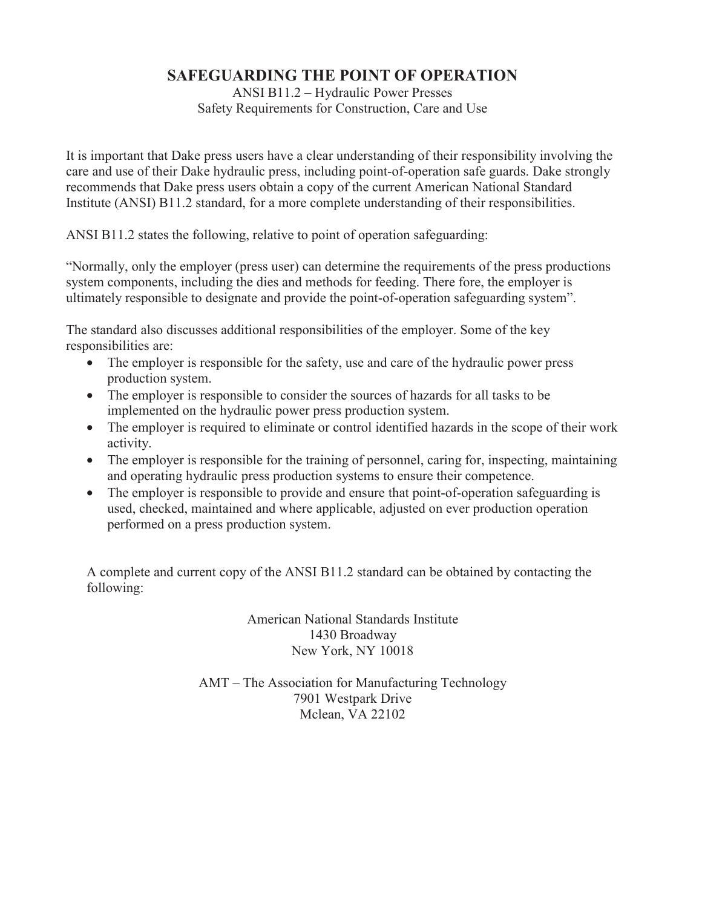# SAFEGUARDING THE POINT OF OPERATION

ANSI B11.2 – Hydraulic Power Presses
Safety Requirements for Construction, Care and Use

It is important that Dake press users have a clear understanding of their responsibility involving the care and use of their Dake hydraulic press, including point-of-operation safe guards. Dake strongly recommends that Dake press users obtain a copy of the current American National Standard Institute (ANSI) B11.2 standard, for a more complete understanding of their responsibilities.

ANSI B11.2 states the following, relative to point of operation safeguarding:

"Normally, only the employer (press user) can determine the requirements of the press productions system components, including the dies and methods for feeding. There fore, the employer is ultimately responsible to designate and provide the point-of-operation safeguarding system".

The standard also discusses additional responsibilities of the employer. Some of the key responsibilities are:

- The employer is responsible for the safety, use and care of the hydraulic power press production system.
- The employer is responsible to consider the sources of hazards for all tasks to be implemented on the hydraulic power press production system.
- The employer is required to eliminate or control identified hazards in the scope of their work activity.
- The employer is responsible for the training of personnel, caring for, inspecting, maintaining and operating hydraulic press production systems to ensure their competence.
- The employer is responsible to provide and ensure that point-of-operation safeguarding is used, checked, maintained and where applicable, adjusted on ever production operation performed on a press production system.

A complete and current copy of the ANSI B11.2 standard can be obtained by contacting the following:

American National Standards Institute
1430 Broadway
New York, NY 10018

AMT – The Association for Manufacturing Technology
7901 Westpark Drive
Mclean, VA 22102